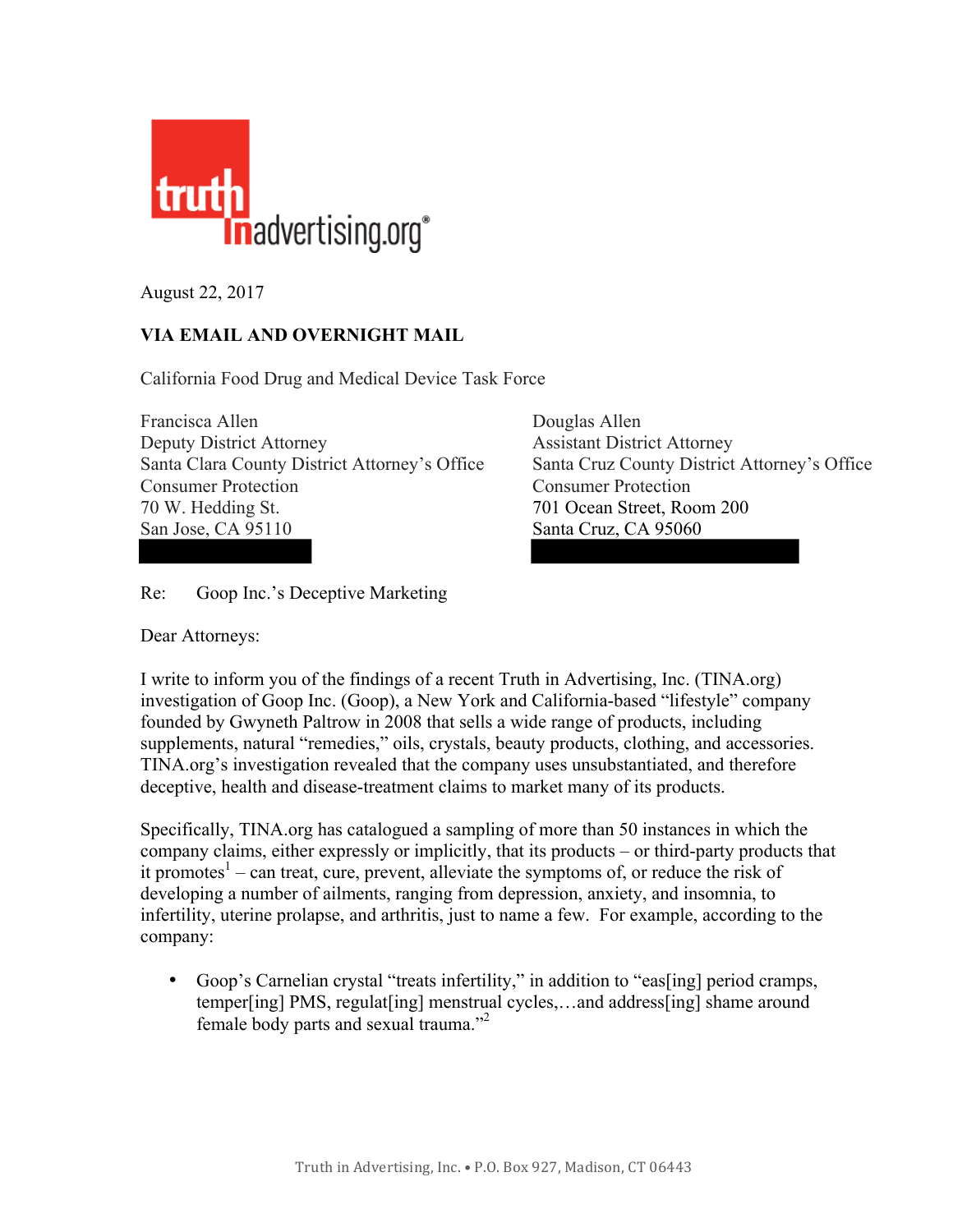truth in advertising.org®

August 22, 2017

**VIA EMAIL AND OVERNIGHT MAIL**

California Food Drug and Medical Device Task Force

Francisca Allen
Deputy District Attorney
Santa Clara County District Attorney's Office
Consumer Protection
70 W. Hedding St.
San Jose, CA 95110

Douglas Allen
Assistant District Attorney
Santa Cruz County District Attorney's Office
Consumer Protection
701 Ocean Street, Room 200
Santa Cruz, CA 95060

Re: Goop Inc.'s Deceptive Marketing

Dear Attorneys:

I write to inform you of the findings of a recent Truth in Advertising, Inc. (TINA.org) investigation of Goop Inc. (Goop), a New York and California-based "lifestyle" company founded by Gwyneth Paltrow in 2008 that sells a wide range of products, including supplements, natural "remedies," oils, crystals, beauty products, clothing, and accessories. TINA.org's investigation revealed that the company uses unsubstantiated, and therefore deceptive, health and disease-treatment claims to market many of its products.

Specifically, TINA.org has catalogued a sampling of more than 50 instances in which the company claims, either expressly or implicitly, that its products – or third-party products that it promotes[1] – can treat, cure, prevent, alleviate the symptoms of, or reduce the risk of developing a number of ailments, ranging from depression, anxiety, and insomnia, to infertility, uterine prolapse, and arthritis, just to name a few. For example, according to the company:

- Goop's Carnelian crystal "treats infertility," in addition to "eas[ing] period cramps, temper[ing] PMS, regulat[ing] menstrual cycles,…and address[ing] shame around female body parts and sexual trauma."[2]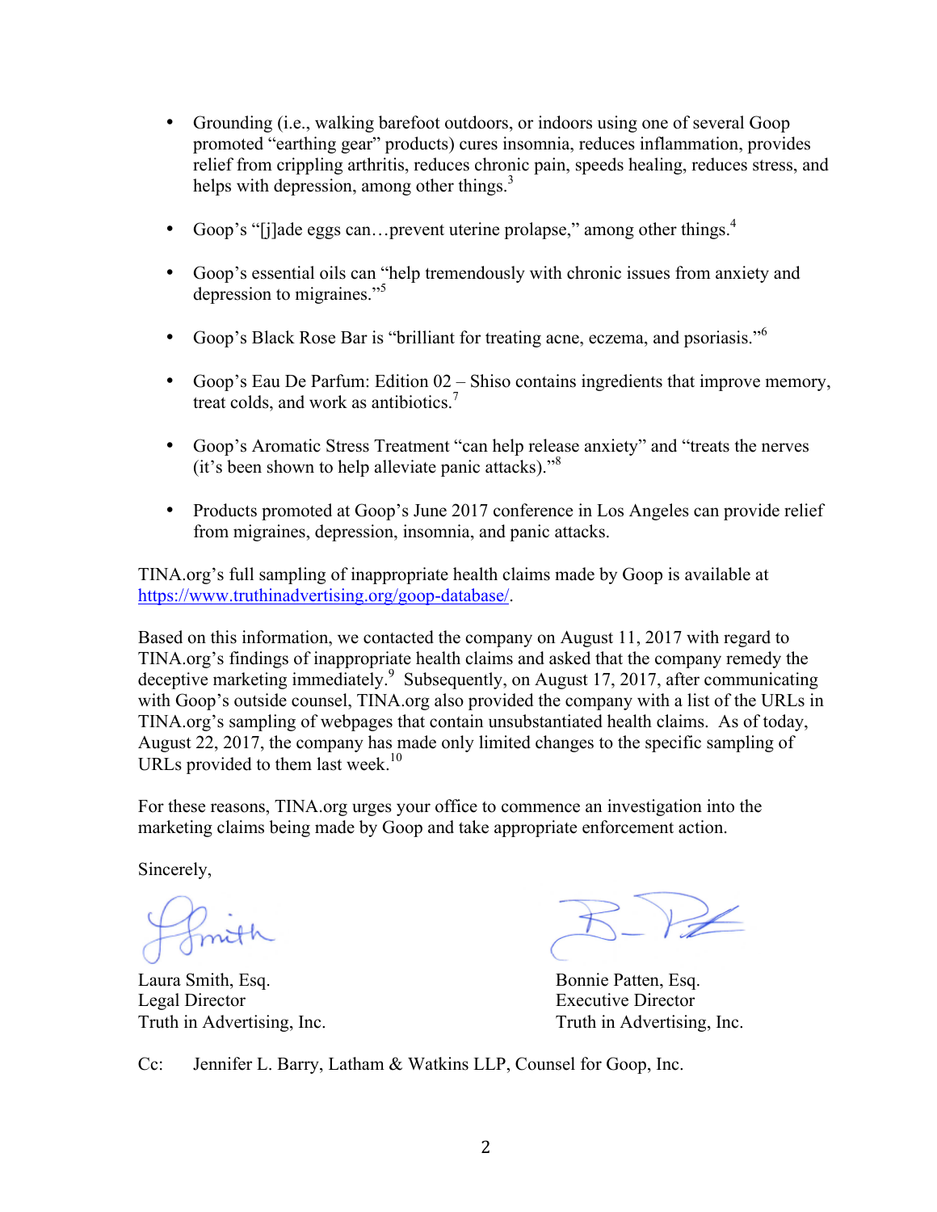- Grounding (i.e., walking barefoot outdoors, or indoors using one of several Goop promoted "earthing gear" products) cures insomnia, reduces inflammation, provides relief from crippling arthritis, reduces chronic pain, speeds healing, reduces stress, and helps with depression, among other things.[3]

- Goop's "[j]ade eggs can…prevent uterine prolapse," among other things.[4]

- Goop's essential oils can "help tremendously with chronic issues from anxiety and depression to migraines."[5]

- Goop's Black Rose Bar is "brilliant for treating acne, eczema, and psoriasis."[6]

- Goop's Eau De Parfum: Edition 02 – Shiso contains ingredients that improve memory, treat colds, and work as antibiotics.[7]

- Goop's Aromatic Stress Treatment "can help release anxiety" and "treats the nerves (it's been shown to help alleviate panic attacks)."[8]

- Products promoted at Goop's June 2017 conference in Los Angeles can provide relief from migraines, depression, insomnia, and panic attacks.

TINA.org's full sampling of inappropriate health claims made by Goop is available at https://www.truthinadvertising.org/goop-database/.

Based on this information, we contacted the company on August 11, 2017 with regard to TINA.org's findings of inappropriate health claims and asked that the company remedy the deceptive marketing immediately.[9] Subsequently, on August 17, 2017, after communicating with Goop's outside counsel, TINA.org also provided the company with a list of the URLs in TINA.org's sampling of webpages that contain unsubstantiated health claims. As of today, August 22, 2017, the company has made only limited changes to the specific sampling of URLs provided to them last week.[10]

For these reasons, TINA.org urges your office to commence an investigation into the marketing claims being made by Goop and take appropriate enforcement action.

Sincerely,

Laura Smith, Esq.
Legal Director
Truth in Advertising, Inc.

Bonnie Patten, Esq.
Executive Director
Truth in Advertising, Inc.

Cc: Jennifer L. Barry, Latham & Watkins LLP, Counsel for Goop, Inc.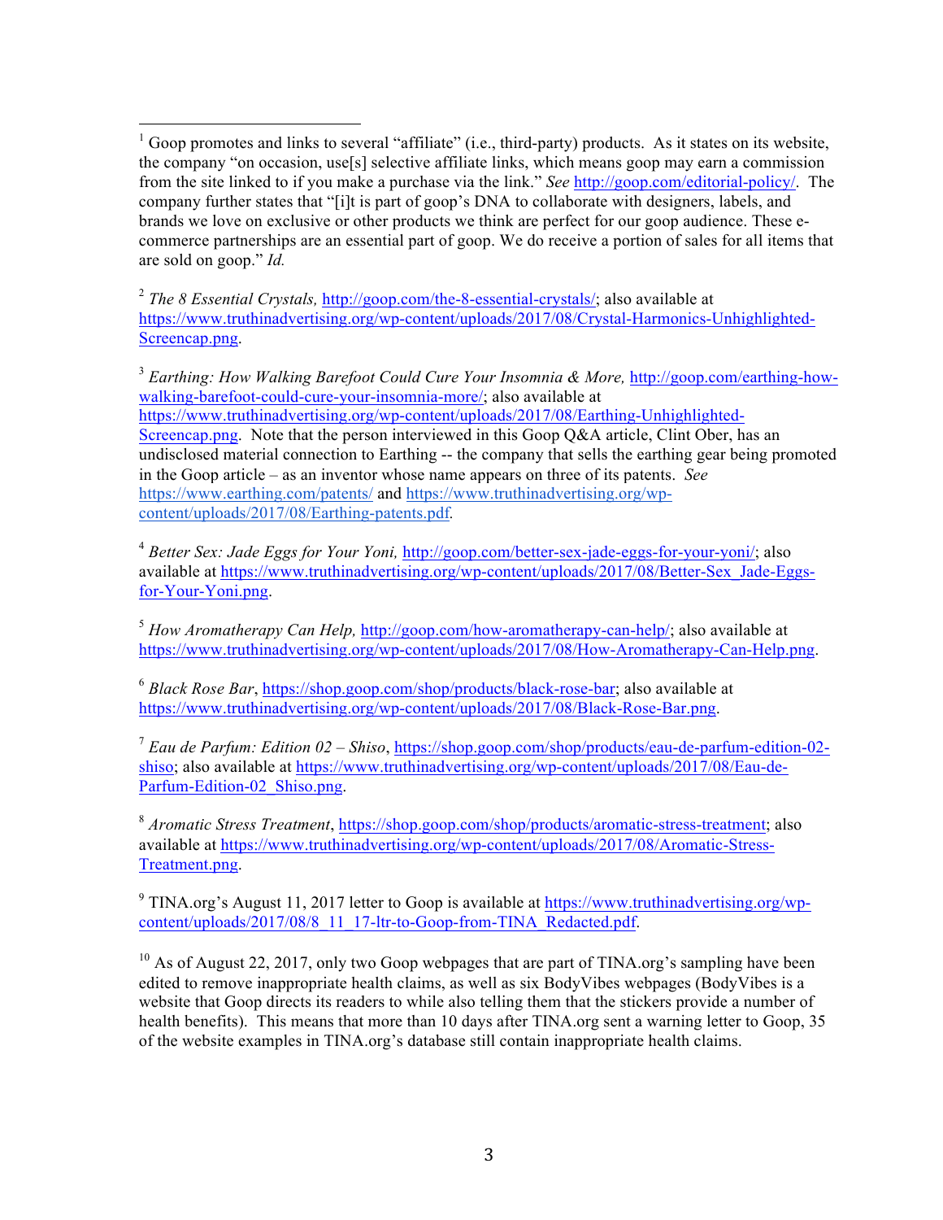[1] Goop promotes and links to several "affiliate" (i.e., third-party) products. As it states on its website, the company "on occasion, use[s] selective affiliate links, which means goop may earn a commission from the site linked to if you make a purchase via the link." *See* http://goop.com/editorial-policy/. The company further states that "[i]t is part of goop's DNA to collaborate with designers, labels, and brands we love on exclusive or other products we think are perfect for our goop audience. These e-commerce partnerships are an essential part of goop. We do receive a portion of sales for all items that are sold on goop." *Id.*

[2] *The 8 Essential Crystals,* http://goop.com/the-8-essential-crystals/; also available at https://www.truthinadvertising.org/wp-content/uploads/2017/08/Crystal-Harmonics-Unhighlighted-Screencap.png.

[3] *Earthing: How Walking Barefoot Could Cure Your Insomnia & More,* http://goop.com/earthing-how-walking-barefoot-could-cure-your-insomnia-more/; also available at https://www.truthinadvertising.org/wp-content/uploads/2017/08/Earthing-Unhighlighted-Screencap.png. Note that the person interviewed in this Goop Q&A article, Clint Ober, has an undisclosed material connection to Earthing -- the company that sells the earthing gear being promoted in the Goop article – as an inventor whose name appears on three of its patents. *See* https://www.earthing.com/patents/ and https://www.truthinadvertising.org/wp-content/uploads/2017/08/Earthing-patents.pdf.

[4] *Better Sex: Jade Eggs for Your Yoni,* http://goop.com/better-sex-jade-eggs-for-your-yoni/; also available at https://www.truthinadvertising.org/wp-content/uploads/2017/08/Better-Sex_Jade-Eggs-for-Your-Yoni.png.

[5] *How Aromatherapy Can Help,* http://goop.com/how-aromatherapy-can-help/; also available at https://www.truthinadvertising.org/wp-content/uploads/2017/08/How-Aromatherapy-Can-Help.png.

[6] *Black Rose Bar*, https://shop.goop.com/shop/products/black-rose-bar; also available at https://www.truthinadvertising.org/wp-content/uploads/2017/08/Black-Rose-Bar.png.

[7] *Eau de Parfum: Edition 02 – Shiso*, https://shop.goop.com/shop/products/eau-de-parfum-edition-02-shiso; also available at https://www.truthinadvertising.org/wp-content/uploads/2017/08/Eau-de-Parfum-Edition-02_Shiso.png.

[8] *Aromatic Stress Treatment*, https://shop.goop.com/shop/products/aromatic-stress-treatment; also available at https://www.truthinadvertising.org/wp-content/uploads/2017/08/Aromatic-Stress-Treatment.png.

[9] TINA.org's August 11, 2017 letter to Goop is available at https://www.truthinadvertising.org/wp-content/uploads/2017/08/8_11_17-ltr-to-Goop-from-TINA_Redacted.pdf.

[10] As of August 22, 2017, only two Goop webpages that are part of TINA.org's sampling have been edited to remove inappropriate health claims, as well as six BodyVibes webpages (BodyVibes is a website that Goop directs its readers to while also telling them that the stickers provide a number of health benefits). This means that more than 10 days after TINA.org sent a warning letter to Goop, 35 of the website examples in TINA.org's database still contain inappropriate health claims.